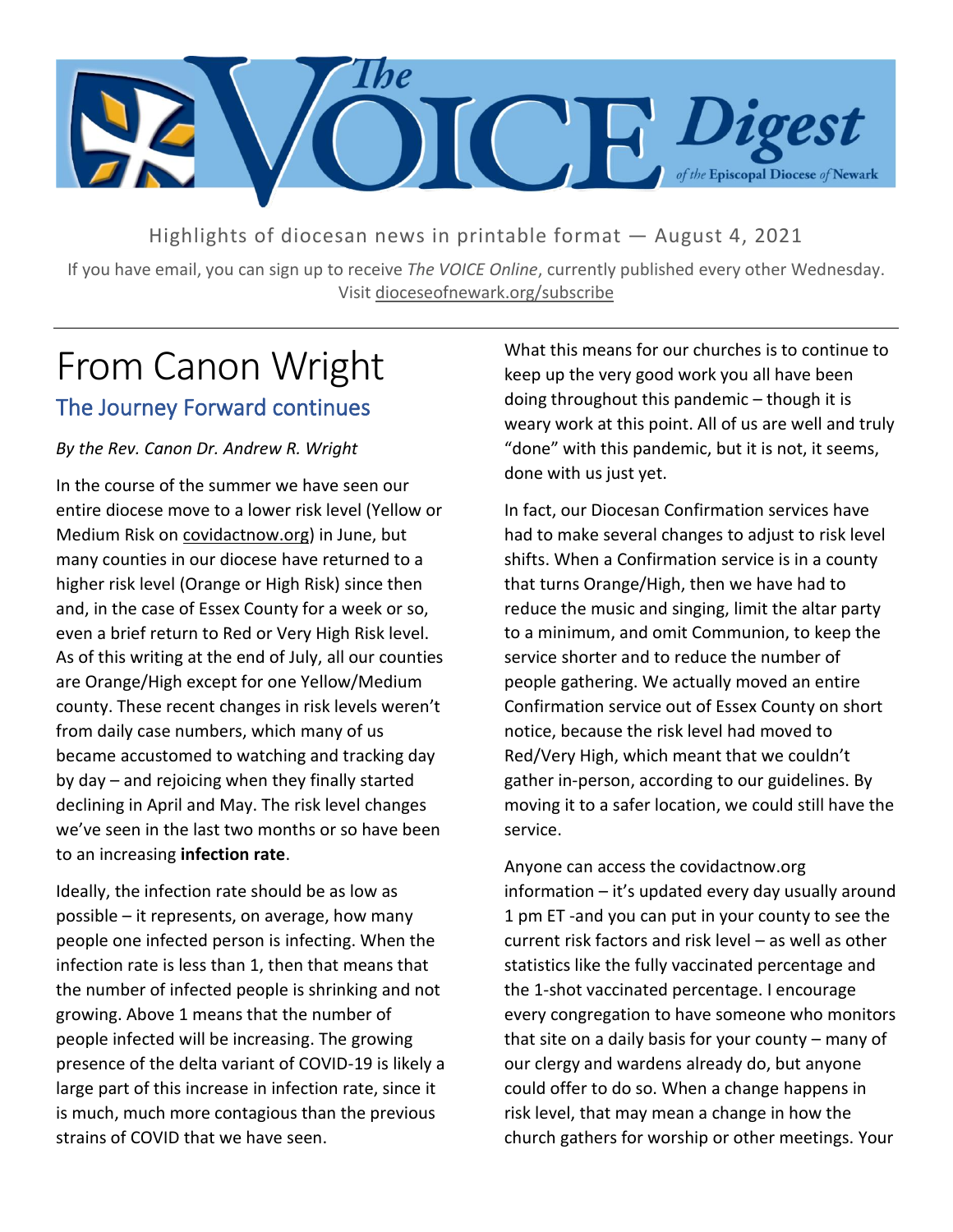# The VOICE Digest of the Episcopal Diocese of Newark

Highlights of diocesan news in printable format — August 4, 2021

If you have email, you can sign up to receive *The VOICE Online*, currently published every other Wednesday. Visit dioceseofnewark.org/subscribe

---

# From Canon Wright

## The Journey Forward continues

*By the Rev. Canon Dr. Andrew R. Wright*

In the course of the summer we have seen our entire diocese move to a lower risk level (Yellow or Medium Risk on covidactnow.org) in June, but many counties in our diocese have returned to a higher risk level (Orange or High Risk) since then and, in the case of Essex County for a week or so, even a brief return to Red or Very High Risk level. As of this writing at the end of July, all our counties are Orange/High except for one Yellow/Medium county. These recent changes in risk levels weren't from daily case numbers, which many of us became accustomed to watching and tracking day by day – and rejoicing when they finally started declining in April and May. The risk level changes we've seen in the last two months or so have been to an increasing **infection rate**.

Ideally, the infection rate should be as low as possible – it represents, on average, how many people one infected person is infecting. When the infection rate is less than 1, then that means that the number of infected people is shrinking and not growing. Above 1 means that the number of people infected will be increasing. The growing presence of the delta variant of COVID-19 is likely a large part of this increase in infection rate, since it is much, much more contagious than the previous strains of COVID that we have seen.

What this means for our churches is to continue to keep up the very good work you all have been doing throughout this pandemic – though it is weary work at this point. All of us are well and truly "done" with this pandemic, but it is not, it seems, done with us just yet.

In fact, our Diocesan Confirmation services have had to make several changes to adjust to risk level shifts. When a Confirmation service is in a county that turns Orange/High, then we have had to reduce the music and singing, limit the altar party to a minimum, and omit Communion, to keep the service shorter and to reduce the number of people gathering. We actually moved an entire Confirmation service out of Essex County on short notice, because the risk level had moved to Red/Very High, which meant that we couldn't gather in-person, according to our guidelines. By moving it to a safer location, we could still have the service.

Anyone can access the covidactnow.org information – it's updated every day usually around 1 pm ET -and you can put in your county to see the current risk factors and risk level – as well as other statistics like the fully vaccinated percentage and the 1-shot vaccinated percentage. I encourage every congregation to have someone who monitors that site on a daily basis for your county – many of our clergy and wardens already do, but anyone could offer to do so. When a change happens in risk level, that may mean a change in how the church gathers for worship or other meetings. Your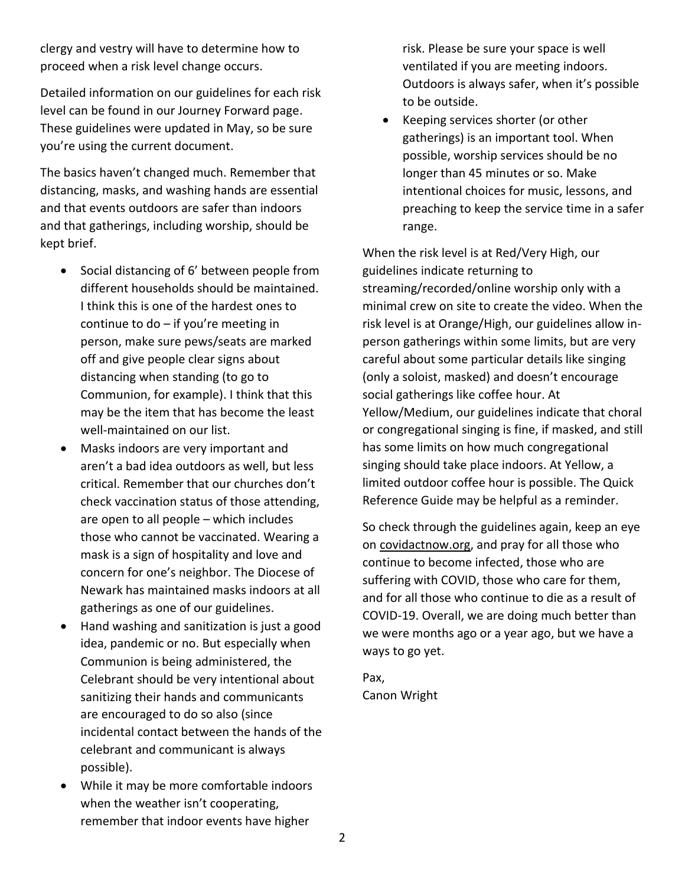clergy and vestry will have to determine how to proceed when a risk level change occurs.

Detailed information on our guidelines for each risk level can be found in our Journey Forward page. These guidelines were updated in May, so be sure you're using the current document.

The basics haven't changed much. Remember that distancing, masks, and washing hands are essential and that events outdoors are safer than indoors and that gatherings, including worship, should be kept brief.

- Social distancing of 6' between people from different households should be maintained. I think this is one of the hardest ones to continue to do – if you're meeting in person, make sure pews/seats are marked off and give people clear signs about distancing when standing (to go to Communion, for example). I think that this may be the item that has become the least well-maintained on our list.
- Masks indoors are very important and aren't a bad idea outdoors as well, but less critical. Remember that our churches don't check vaccination status of those attending, are open to all people – which includes those who cannot be vaccinated. Wearing a mask is a sign of hospitality and love and concern for one's neighbor. The Diocese of Newark has maintained masks indoors at all gatherings as one of our guidelines.
- Hand washing and sanitization is just a good idea, pandemic or no. But especially when Communion is being administered, the Celebrant should be very intentional about sanitizing their hands and communicants are encouraged to do so also (since incidental contact between the hands of the celebrant and communicant is always possible).
- While it may be more comfortable indoors when the weather isn't cooperating, remember that indoor events have higher risk. Please be sure your space is well ventilated if you are meeting indoors. Outdoors is always safer, when it's possible to be outside.
- Keeping services shorter (or other gatherings) is an important tool. When possible, worship services should be no longer than 45 minutes or so. Make intentional choices for music, lessons, and preaching to keep the service time in a safer range.

When the risk level is at Red/Very High, our guidelines indicate returning to streaming/recorded/online worship only with a minimal crew on site to create the video. When the risk level is at Orange/High, our guidelines allow in-person gatherings within some limits, but are very careful about some particular details like singing (only a soloist, masked) and doesn't encourage social gatherings like coffee hour. At Yellow/Medium, our guidelines indicate that choral or congregational singing is fine, if masked, and still has some limits on how much congregational singing should take place indoors. At Yellow, a limited outdoor coffee hour is possible. The Quick Reference Guide may be helpful as a reminder.

So check through the guidelines again, keep an eye on covidactnow.org, and pray for all those who continue to become infected, those who are suffering with COVID, those who care for them, and for all those who continue to die as a result of COVID-19. Overall, we are doing much better than we were months ago or a year ago, but we have a ways to go yet.

Pax,  
Canon Wright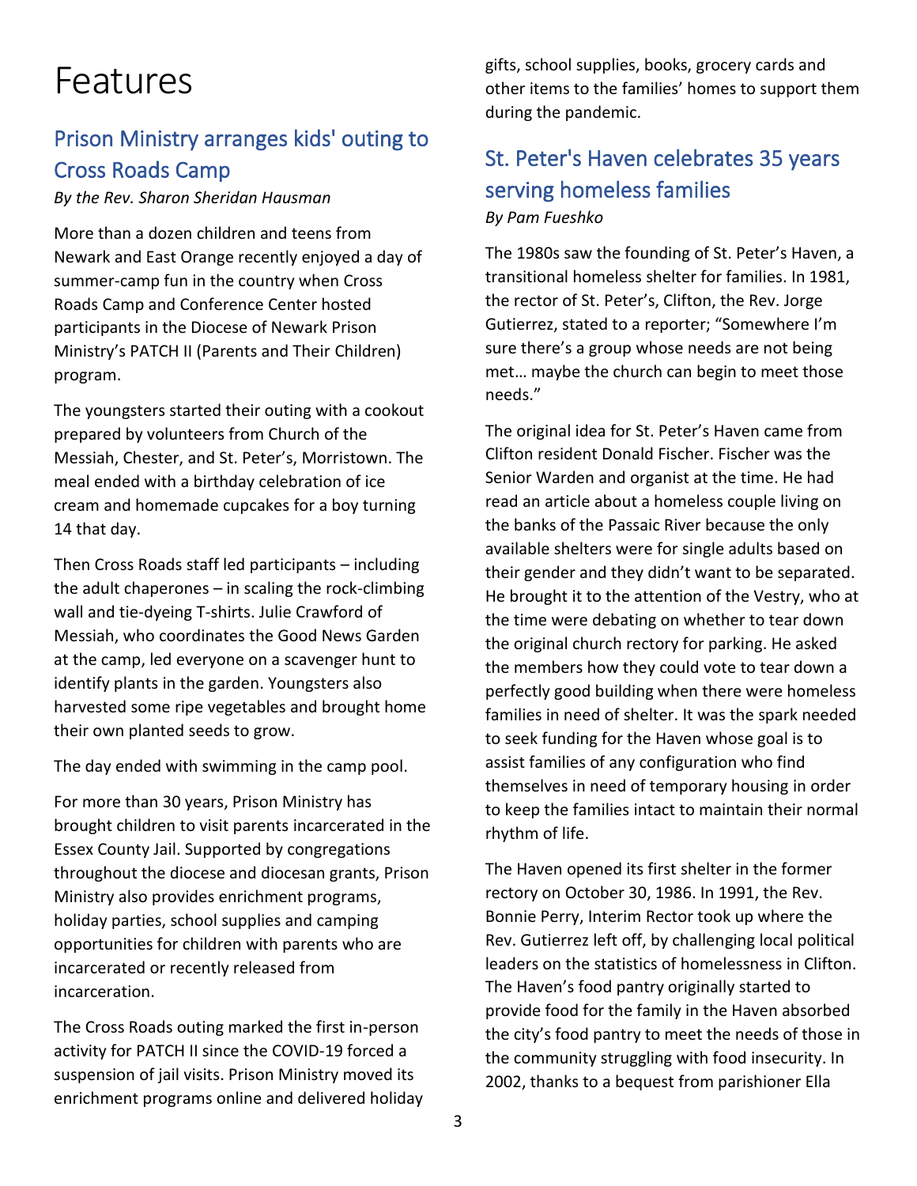# Features

## Prison Ministry arranges kids' outing to Cross Roads Camp

*By the Rev. Sharon Sheridan Hausman*

More than a dozen children and teens from Newark and East Orange recently enjoyed a day of summer-camp fun in the country when Cross Roads Camp and Conference Center hosted participants in the Diocese of Newark Prison Ministry's PATCH II (Parents and Their Children) program.

The youngsters started their outing with a cookout prepared by volunteers from Church of the Messiah, Chester, and St. Peter's, Morristown. The meal ended with a birthday celebration of ice cream and homemade cupcakes for a boy turning 14 that day.

Then Cross Roads staff led participants – including the adult chaperones – in scaling the rock-climbing wall and tie-dyeing T-shirts. Julie Crawford of Messiah, who coordinates the Good News Garden at the camp, led everyone on a scavenger hunt to identify plants in the garden. Youngsters also harvested some ripe vegetables and brought home their own planted seeds to grow.

The day ended with swimming in the camp pool.

For more than 30 years, Prison Ministry has brought children to visit parents incarcerated in the Essex County Jail. Supported by congregations throughout the diocese and diocesan grants, Prison Ministry also provides enrichment programs, holiday parties, school supplies and camping opportunities for children with parents who are incarcerated or recently released from incarceration.

The Cross Roads outing marked the first in-person activity for PATCH II since the COVID-19 forced a suspension of jail visits. Prison Ministry moved its enrichment programs online and delivered holiday gifts, school supplies, books, grocery cards and other items to the families' homes to support them during the pandemic.

## St. Peter's Haven celebrates 35 years serving homeless families

*By Pam Fueshko*

The 1980s saw the founding of St. Peter's Haven, a transitional homeless shelter for families. In 1981, the rector of St. Peter's, Clifton, the Rev. Jorge Gutierrez, stated to a reporter; "Somewhere I'm sure there's a group whose needs are not being met… maybe the church can begin to meet those needs."

The original idea for St. Peter's Haven came from Clifton resident Donald Fischer. Fischer was the Senior Warden and organist at the time. He had read an article about a homeless couple living on the banks of the Passaic River because the only available shelters were for single adults based on their gender and they didn't want to be separated. He brought it to the attention of the Vestry, who at the time were debating on whether to tear down the original church rectory for parking. He asked the members how they could vote to tear down a perfectly good building when there were homeless families in need of shelter. It was the spark needed to seek funding for the Haven whose goal is to assist families of any configuration who find themselves in need of temporary housing in order to keep the families intact to maintain their normal rhythm of life.

The Haven opened its first shelter in the former rectory on October 30, 1986. In 1991, the Rev. Bonnie Perry, Interim Rector took up where the Rev. Gutierrez left off, by challenging local political leaders on the statistics of homelessness in Clifton. The Haven's food pantry originally started to provide food for the family in the Haven absorbed the city's food pantry to meet the needs of those in the community struggling with food insecurity. In 2002, thanks to a bequest from parishioner Ella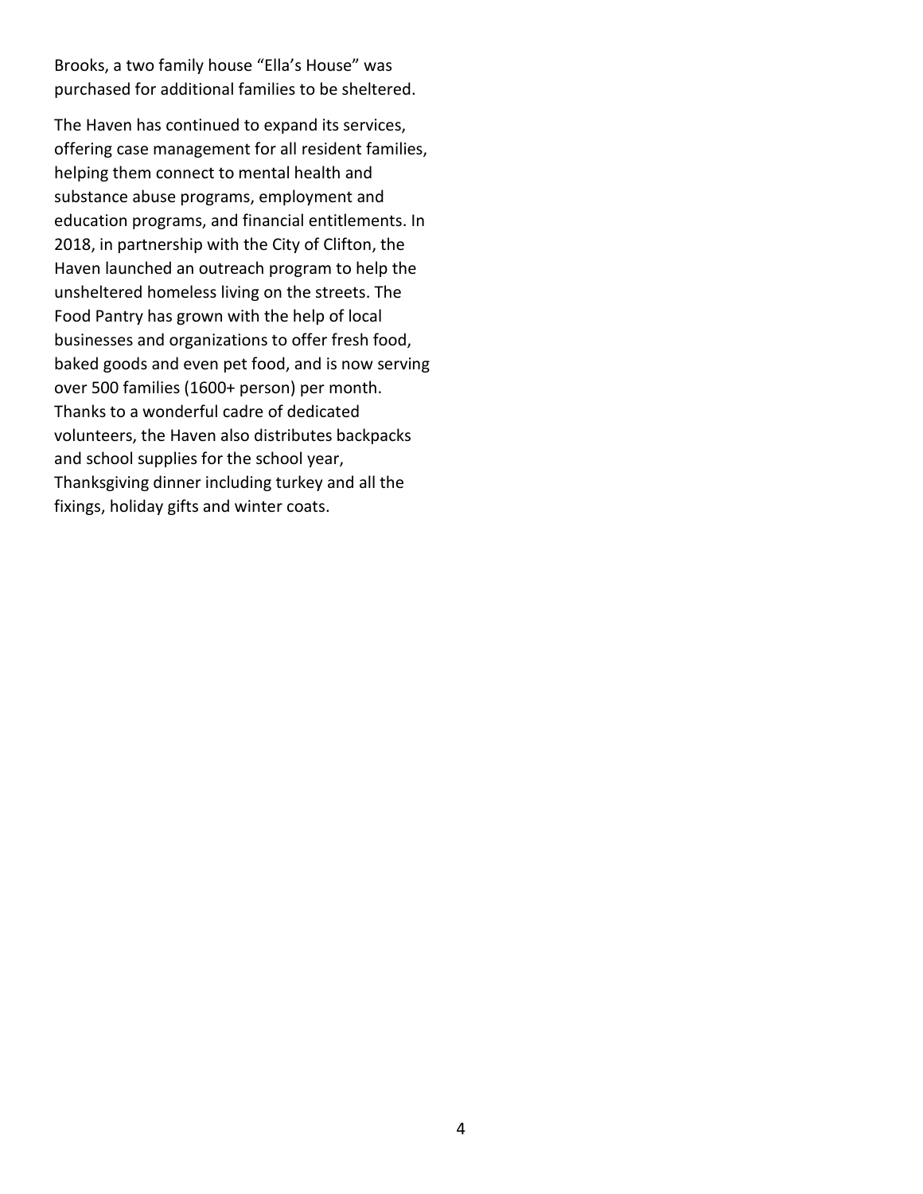Brooks, a two family house “Ella’s House” was purchased for additional families to be sheltered.

The Haven has continued to expand its services, offering case management for all resident families, helping them connect to mental health and substance abuse programs, employment and education programs, and financial entitlements. In 2018, in partnership with the City of Clifton, the Haven launched an outreach program to help the unsheltered homeless living on the streets. The Food Pantry has grown with the help of local businesses and organizations to offer fresh food, baked goods and even pet food, and is now serving over 500 families (1600+ person) per month. Thanks to a wonderful cadre of dedicated volunteers, the Haven also distributes backpacks and school supplies for the school year, Thanksgiving dinner including turkey and all the fixings, holiday gifts and winter coats.